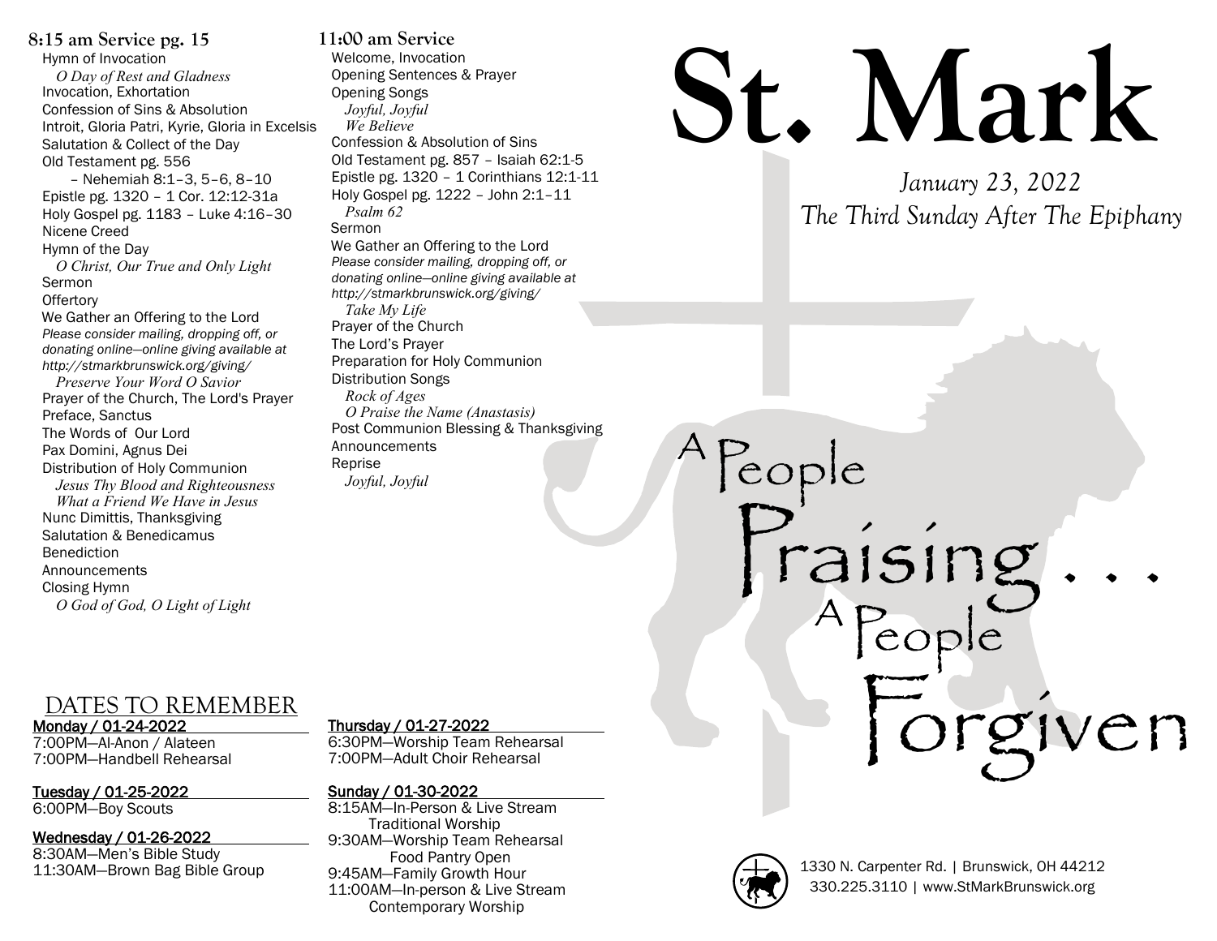# St. Mark

*January 23, 2022*
*The Third Sunday After The Epiphany*

A People Praising . . . A People Forgiven

1330 N. Carpenter Rd. | Brunswick, OH 44212
330.225.3110 | www.StMarkBrunswick.org

## 8:15 am Service pg. 15

Hymn of Invocation
*O Day of Rest and Gladness*
Invocation, Exhortation
Confession of Sins & Absolution
Introit, Gloria Patri, Kyrie, Gloria in Excelsis
Salutation & Collect of the Day
Old Testament pg. 556
– Nehemiah 8:1–3, 5–6, 8–10
Epistle pg. 1320 – 1 Cor. 12:12-31a
Holy Gospel pg. 1183 – Luke 4:16–30
Nicene Creed
Hymn of the Day
*O Christ, Our True and Only Light*
Sermon
Offertory
We Gather an Offering to the Lord
*Please consider mailing, dropping off, or donating online—online giving available at http://stmarkbrunswick.org/giving/*
*Preserve Your Word O Savior*
Prayer of the Church, The Lord's Prayer
Preface, Sanctus
The Words of Our Lord
Pax Domini, Agnus Dei
Distribution of Holy Communion
*Jesus Thy Blood and Righteousness*
*What a Friend We Have in Jesus*
Nunc Dimittis, Thanksgiving
Salutation & Benedicamus
Benediction
Announcements
Closing Hymn
*O God of God, O Light of Light*

## 11:00 am Service

Welcome, Invocation
Opening Sentences & Prayer
Opening Songs
*Joyful, Joyful*
*We Believe*
Confession & Absolution of Sins
Old Testament pg. 857 – Isaiah 62:1-5
Epistle pg. 1320 – 1 Corinthians 12:1-11
Holy Gospel pg. 1222 – John 2:1–11
*Psalm 62*
Sermon
We Gather an Offering to the Lord
*Please consider mailing, dropping off, or donating online—online giving available at http://stmarkbrunswick.org/giving/*
*Take My Life*
Prayer of the Church
The Lord's Prayer
Preparation for Holy Communion
Distribution Songs
*Rock of Ages*
*O Praise the Name (Anastasis)*
Post Communion Blessing & Thanksgiving
Announcements
Reprise
*Joyful, Joyful*

## DATES TO REMEMBER

**Monday / 01-24-2022**
7:00PM—Al-Anon / Alateen
7:00PM—Handbell Rehearsal

**Tuesday / 01-25-2022**
6:00PM—Boy Scouts

**Wednesday / 01-26-2022**
8:30AM—Men's Bible Study
11:30AM—Brown Bag Bible Group

**Thursday / 01-27-2022**
6:30PM—Worship Team Rehearsal
7:00PM—Adult Choir Rehearsal

**Sunday / 01-30-2022**
8:15AM—In-Person & Live Stream Traditional Worship
9:30AM—Worship Team Rehearsal
Food Pantry Open
9:45AM—Family Growth Hour
11:00AM—In-person & Live Stream Contemporary Worship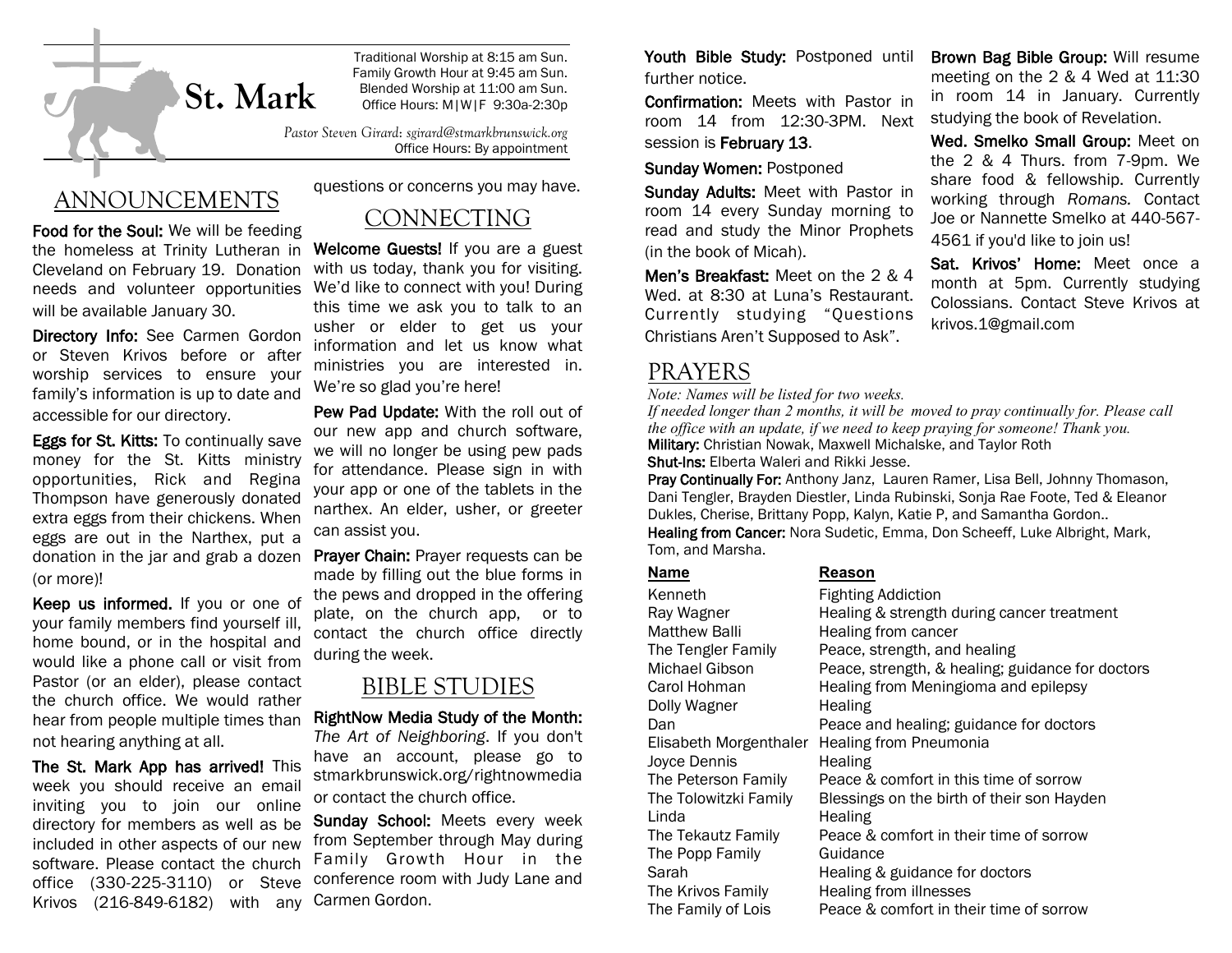# St. Mark

Traditional Worship at 8:15 am Sun.
Family Growth Hour at 9:45 am Sun.
Blended Worship at 11:00 am Sun.
Office Hours: M|W|F 9:30a-2:30p

*Pastor Steven Girard: sgirard@stmarkbrunswick.org*
Office Hours: By appointment

## ANNOUNCEMENTS

**Food for the Soul:** We will be feeding the homeless at Trinity Lutheran in Cleveland on February 19. Donation needs and volunteer opportunities will be available January 30.

**Directory Info:** See Carmen Gordon or Steven Krivos before or after worship services to ensure your family's information is up to date and accessible for our directory.

**Eggs for St. Kitts:** To continually save money for the St. Kitts ministry opportunities, Rick and Regina Thompson have generously donated extra eggs from their chickens. When eggs are out in the Narthex, put a donation in the jar and grab a dozen (or more)!

**Keep us informed.** If you or one of your family members find yourself ill, home bound, or in the hospital and would like a phone call or visit from Pastor (or an elder), please contact the church office. We would rather hear from people multiple times than not hearing anything at all.

**The St. Mark App has arrived!** This week you should receive an email inviting you to join our online directory for members as well as be included in other aspects of our new software. Please contact the church office (330-225-3110) or Steve Krivos (216-849-6182) with any questions or concerns you may have.

## CONNECTING

**Welcome Guests!** If you are a guest with us today, thank you for visiting. We'd like to connect with you! During this time we ask you to talk to an usher or elder to get us your information and let us know what ministries you are interested in. We're so glad you're here!

**Pew Pad Update:** With the roll out of our new app and church software, we will no longer be using pew pads for attendance. Please sign in with your app or one of the tablets in the narthex. An elder, usher, or greeter can assist you.

**Prayer Chain:** Prayer requests can be made by filling out the blue forms in the pews and dropped in the offering plate, on the church app, or to contact the church office directly during the week.

## BIBLE STUDIES

**RightNow Media Study of the Month:** *The Art of Neighboring*. If you don't have an account, please go to stmarkbrunswick.org/rightnowmedia or contact the church office.

**Sunday School:** Meets every week from September through May during Family Growth Hour in the conference room with Judy Lane and Carmen Gordon.

**Youth Bible Study:** Postponed until further notice.

**Confirmation:** Meets with Pastor in room 14 from 12:30-3PM. Next session is **February 13**.

**Sunday Women:** Postponed

**Sunday Adults:** Meet with Pastor in room 14 every Sunday morning to read and study the Minor Prophets (in the book of Micah).

**Men's Breakfast:** Meet on the 2 & 4 Wed. at 8:30 at Luna's Restaurant. Currently studying "Questions Christians Aren't Supposed to Ask".

**Brown Bag Bible Group:** Will resume meeting on the 2 & 4 Wed at 11:30 in room 14 in January. Currently studying the book of Revelation.

**Wed. Smelko Small Group:** Meet on the 2 & 4 Thurs. from 7-9pm. We share food & fellowship. Currently working through *Romans.* Contact Joe or Nannette Smelko at 440-567-4561 if you'd like to join us!

**Sat. Krivos' Home:** Meet once a month at 5pm. Currently studying Colossians. Contact Steve Krivos at krivos.1@gmail.com

## PRAYERS

*Note: Names will be listed for two weeks.*
*If needed longer than 2 months, it will be moved to pray continually for. Please call the office with an update, if we need to keep praying for someone! Thank you.*

**Military:** Christian Nowak, Maxwell Michalske, and Taylor Roth
**Shut-Ins:** Elberta Waleri and Rikki Jesse.
**Pray Continually For:** Anthony Janz, Lauren Ramer, Lisa Bell, Johnny Thomason, Dani Tengler, Brayden Diestler, Linda Rubinski, Sonja Rae Foote, Ted & Eleanor Dukles, Cherise, Brittany Popp, Kalyn, Katie P, and Samantha Gordon..
**Healing from Cancer:** Nora Sudetic, Emma, Don Scheeff, Luke Albright, Mark, Tom, and Marsha.

| Name | Reason |
|---|---|
| Kenneth | Fighting Addiction |
| Ray Wagner | Healing & strength during cancer treatment |
| Matthew Balli | Healing from cancer |
| The Tengler Family | Peace, strength, and healing |
| Michael Gibson | Peace, strength, & healing; guidance for doctors |
| Carol Hohman | Healing from Meningioma and epilepsy |
| Dolly Wagner | Healing |
| Dan | Peace and healing; guidance for doctors |
| Elisabeth Morgenthaler | Healing from Pneumonia |
| Joyce Dennis | Healing |
| The Peterson Family | Peace & comfort in this time of sorrow |
| The Tolowitzki Family | Blessings on the birth of their son Hayden |
| Linda | Healing |
| The Tekautz Family | Peace & comfort in their time of sorrow |
| The Popp Family | Guidance |
| Sarah | Healing & guidance for doctors |
| The Krivos Family | Healing from illnesses |
| The Family of Lois | Peace & comfort in their time of sorrow |